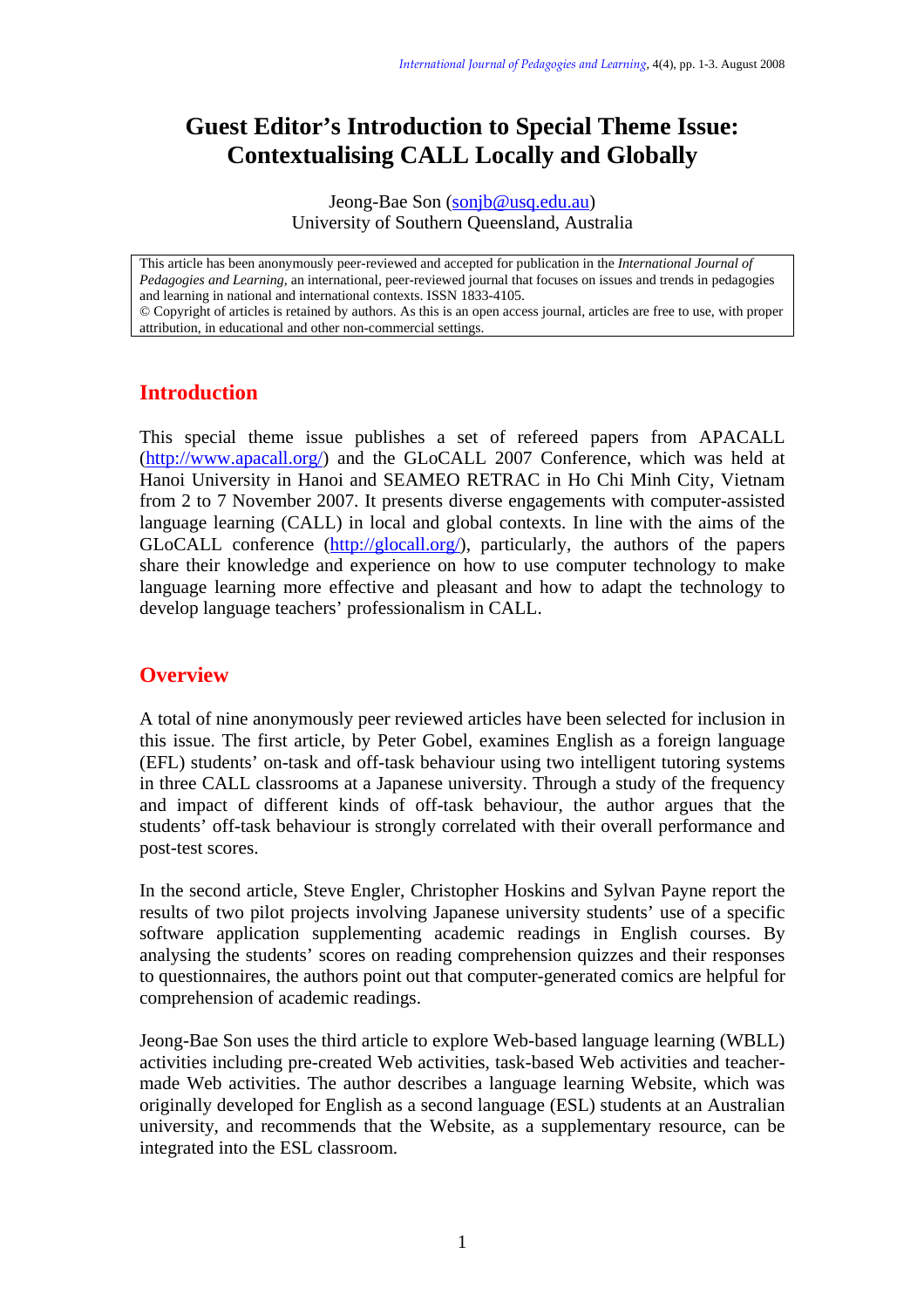# Guest Editor's Introduction to Special Theme Issue: Contextualising CALL Locally and Globally

Jeong-Bae Son (sonjb@usq.edu.au)
University of Southern Queensland, Australia

This article has been anonymously peer-reviewed and accepted for publication in the *International Journal of Pedagogies and Learning*, an international, peer-reviewed journal that focuses on issues and trends in pedagogies and learning in national and international contexts. ISSN 1833-4105.
© Copyright of articles is retained by authors. As this is an open access journal, articles are free to use, with proper attribution, in educational and other non-commercial settings.

## Introduction

This special theme issue publishes a set of refereed papers from APACALL (http://www.apacall.org/) and the GLoCALL 2007 Conference, which was held at Hanoi University in Hanoi and SEAMEO RETRAC in Ho Chi Minh City, Vietnam from 2 to 7 November 2007. It presents diverse engagements with computer-assisted language learning (CALL) in local and global contexts. In line with the aims of the GLoCALL conference (http://glocall.org/), particularly, the authors of the papers share their knowledge and experience on how to use computer technology to make language learning more effective and pleasant and how to adapt the technology to develop language teachers' professionalism in CALL.

## Overview

A total of nine anonymously peer reviewed articles have been selected for inclusion in this issue. The first article, by Peter Gobel, examines English as a foreign language (EFL) students' on-task and off-task behaviour using two intelligent tutoring systems in three CALL classrooms at a Japanese university. Through a study of the frequency and impact of different kinds of off-task behaviour, the author argues that the students' off-task behaviour is strongly correlated with their overall performance and post-test scores.

In the second article, Steve Engler, Christopher Hoskins and Sylvan Payne report the results of two pilot projects involving Japanese university students' use of a specific software application supplementing academic readings in English courses. By analysing the students' scores on reading comprehension quizzes and their responses to questionnaires, the authors point out that computer-generated comics are helpful for comprehension of academic readings.

Jeong-Bae Son uses the third article to explore Web-based language learning (WBLL) activities including pre-created Web activities, task-based Web activities and teacher-made Web activities. The author describes a language learning Website, which was originally developed for English as a second language (ESL) students at an Australian university, and recommends that the Website, as a supplementary resource, can be integrated into the ESL classroom.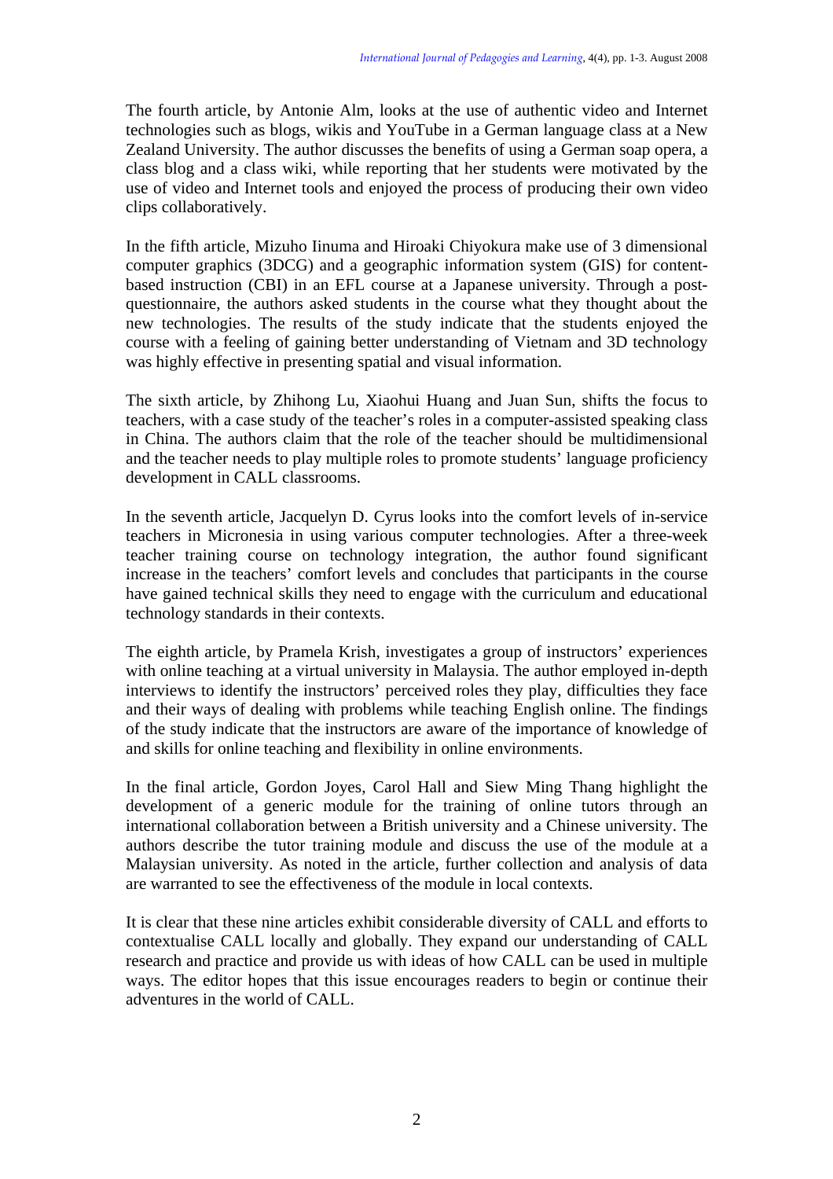The fourth article, by Antonie Alm, looks at the use of authentic video and Internet technologies such as blogs, wikis and YouTube in a German language class at a New Zealand University. The author discusses the benefits of using a German soap opera, a class blog and a class wiki, while reporting that her students were motivated by the use of video and Internet tools and enjoyed the process of producing their own video clips collaboratively.

In the fifth article, Mizuho Iinuma and Hiroaki Chiyokura make use of 3 dimensional computer graphics (3DCG) and a geographic information system (GIS) for content-based instruction (CBI) in an EFL course at a Japanese university. Through a post-questionnaire, the authors asked students in the course what they thought about the new technologies. The results of the study indicate that the students enjoyed the course with a feeling of gaining better understanding of Vietnam and 3D technology was highly effective in presenting spatial and visual information.

The sixth article, by Zhihong Lu, Xiaohui Huang and Juan Sun, shifts the focus to teachers, with a case study of the teacher's roles in a computer-assisted speaking class in China. The authors claim that the role of the teacher should be multidimensional and the teacher needs to play multiple roles to promote students' language proficiency development in CALL classrooms.

In the seventh article, Jacquelyn D. Cyrus looks into the comfort levels of in-service teachers in Micronesia in using various computer technologies. After a three-week teacher training course on technology integration, the author found significant increase in the teachers' comfort levels and concludes that participants in the course have gained technical skills they need to engage with the curriculum and educational technology standards in their contexts.

The eighth article, by Pramela Krish, investigates a group of instructors' experiences with online teaching at a virtual university in Malaysia. The author employed in-depth interviews to identify the instructors' perceived roles they play, difficulties they face and their ways of dealing with problems while teaching English online. The findings of the study indicate that the instructors are aware of the importance of knowledge of and skills for online teaching and flexibility in online environments.

In the final article, Gordon Joyes, Carol Hall and Siew Ming Thang highlight the development of a generic module for the training of online tutors through an international collaboration between a British university and a Chinese university. The authors describe the tutor training module and discuss the use of the module at a Malaysian university. As noted in the article, further collection and analysis of data are warranted to see the effectiveness of the module in local contexts.

It is clear that these nine articles exhibit considerable diversity of CALL and efforts to contextualise CALL locally and globally. They expand our understanding of CALL research and practice and provide us with ideas of how CALL can be used in multiple ways. The editor hopes that this issue encourages readers to begin or continue their adventures in the world of CALL.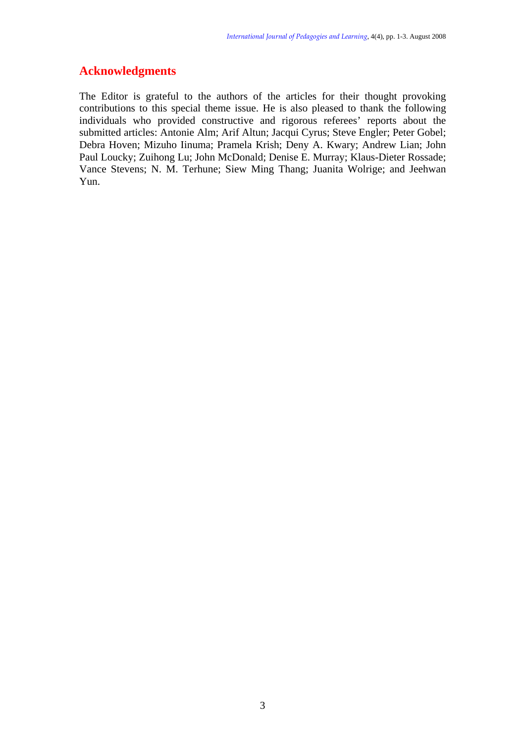## Acknowledgments

The Editor is grateful to the authors of the articles for their thought provoking contributions to this special theme issue. He is also pleased to thank the following individuals who provided constructive and rigorous referees' reports about the submitted articles: Antonie Alm; Arif Altun; Jacqui Cyrus; Steve Engler; Peter Gobel; Debra Hoven; Mizuho Iinuma; Pramela Krish; Deny A. Kwary; Andrew Lian; John Paul Loucky; Zuihong Lu; John McDonald; Denise E. Murray; Klaus-Dieter Rossade; Vance Stevens; N. M. Terhune; Siew Ming Thang; Juanita Wolrige; and Jeehwan Yun.